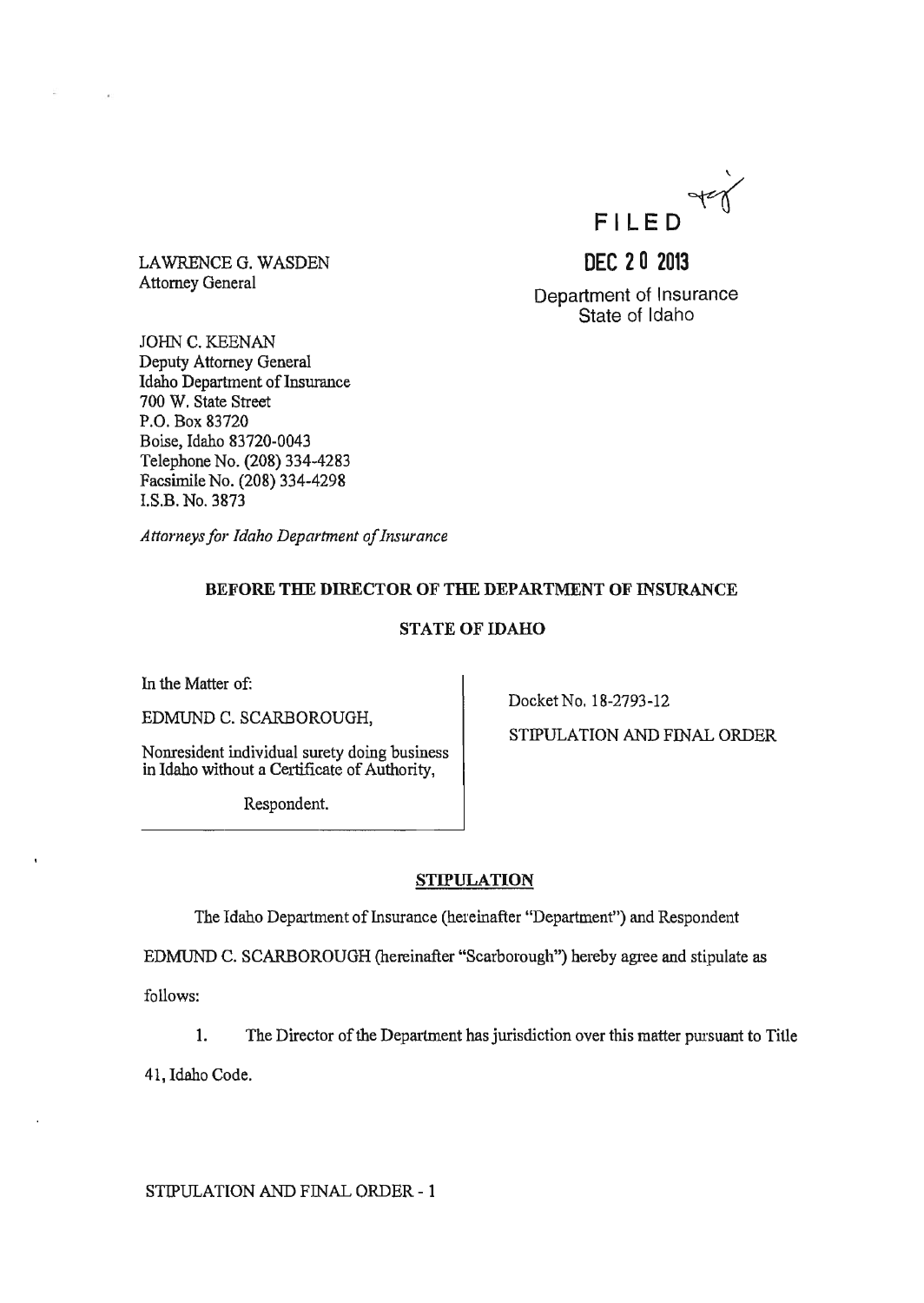FILED

**DEC 20 2013**

Department of Insurance
State of Idaho

LAWRENCE G. WASDEN
Attorney General

JOHN C. KEENAN
Deputy Attorney General
Idaho Department of Insurance
700 W. State Street
P.O. Box 83720
Boise, Idaho 83720-0043
Telephone No. (208) 334-4283
Facsimile No. (208) 334-4298
I.S.B. No. 3873

*Attorneys for Idaho Department of Insurance*

**BEFORE THE DIRECTOR OF THE DEPARTMENT OF INSURANCE**

**STATE OF IDAHO**

In the Matter of:

EDMUND C. SCARBOROUGH,

Nonresident individual surety doing business in Idaho without a Certificate of Authority,

Respondent.

Docket No. 18-2793-12

STIPULATION AND FINAL ORDER

## STIPULATION

The Idaho Department of Insurance (hereinafter "Department") and Respondent EDMUND C. SCARBOROUGH (hereinafter "Scarborough") hereby agree and stipulate as follows:

1. The Director of the Department has jurisdiction over this matter pursuant to Title 41, Idaho Code.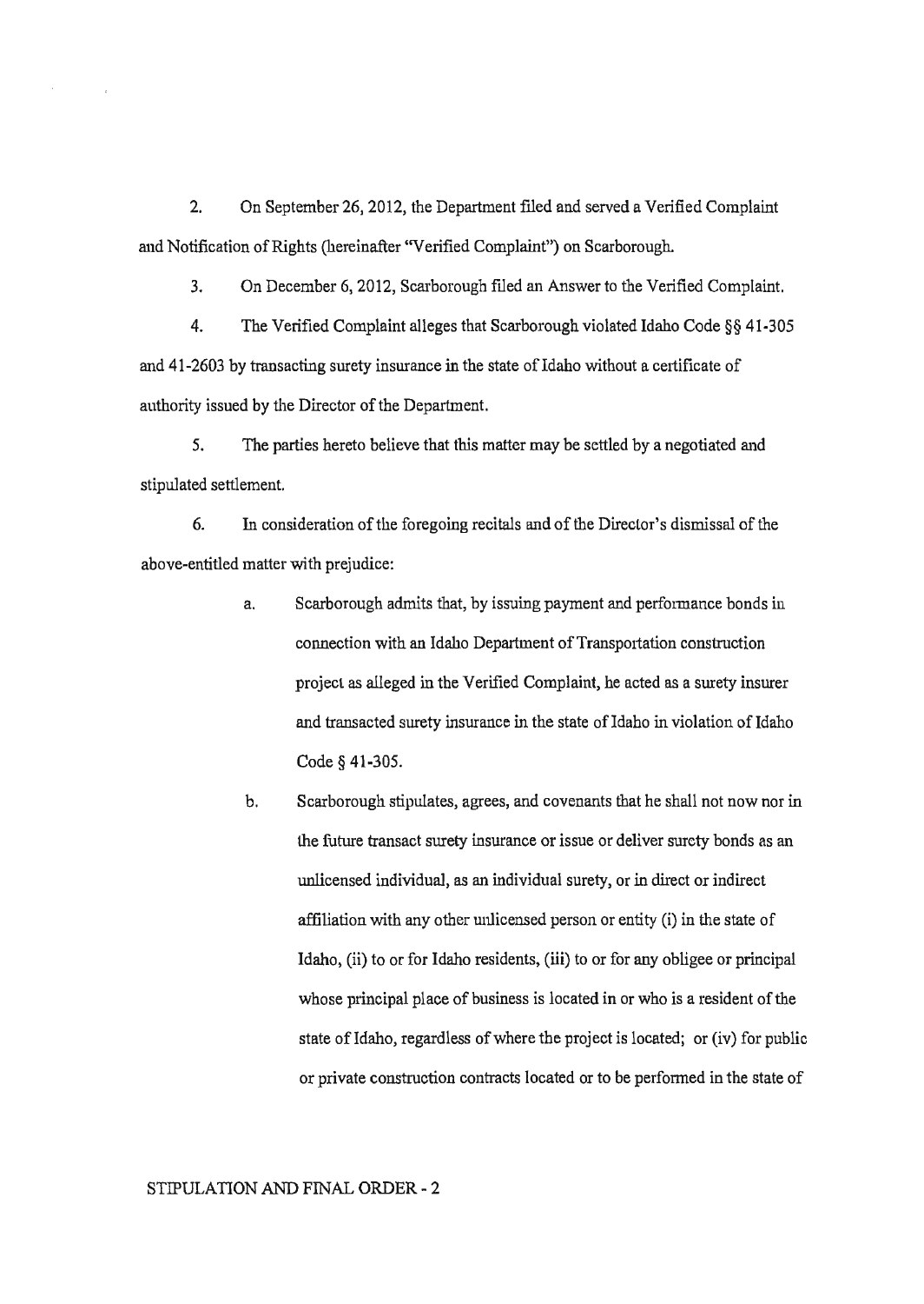2. On September 26, 2012, the Department filed and served a Verified Complaint and Notification of Rights (hereinafter "Verified Complaint") on Scarborough.

3. On December 6, 2012, Scarborough filed an Answer to the Verified Complaint.

4. The Verified Complaint alleges that Scarborough violated Idaho Code §§ 41-305 and 41-2603 by transacting surety insurance in the state of Idaho without a certificate of authority issued by the Director of the Department.

5. The parties hereto believe that this matter may be settled by a negotiated and stipulated settlement.

6. In consideration of the foregoing recitals and of the Director's dismissal of the above-entitled matter with prejudice:

   a. Scarborough admits that, by issuing payment and performance bonds in connection with an Idaho Department of Transportation construction project as alleged in the Verified Complaint, he acted as a surety insurer and transacted surety insurance in the state of Idaho in violation of Idaho Code § 41-305.

   b. Scarborough stipulates, agrees, and covenants that he shall not now nor in the future transact surety insurance or issue or deliver surety bonds as an unlicensed individual, as an individual surety, or in direct or indirect affiliation with any other unlicensed person or entity (i) in the state of Idaho, (ii) to or for Idaho residents, (iii) to or for any obligee or principal whose principal place of business is located in or who is a resident of the state of Idaho, regardless of where the project is located; or (iv) for public or private construction contracts located or to be performed in the state of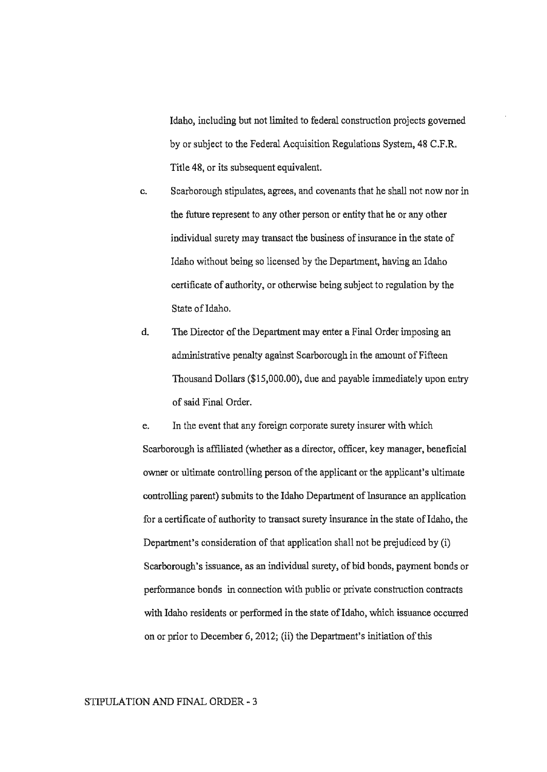Idaho, including but not limited to federal construction projects governed by or subject to the Federal Acquisition Regulations System, 48 C.F.R. Title 48, or its subsequent equivalent.

c. Scarborough stipulates, agrees, and covenants that he shall not now nor in the future represent to any other person or entity that he or any other individual surety may transact the business of insurance in the state of Idaho without being so licensed by the Department, having an Idaho certificate of authority, or otherwise being subject to regulation by the State of Idaho.

d. The Director of the Department may enter a Final Order imposing an administrative penalty against Scarborough in the amount of Fifteen Thousand Dollars ($15,000.00), due and payable immediately upon entry of said Final Order.

e. In the event that any foreign corporate surety insurer with which Scarborough is affiliated (whether as a director, officer, key manager, beneficial owner or ultimate controlling person of the applicant or the applicant's ultimate controlling parent) submits to the Idaho Department of Insurance an application for a certificate of authority to transact surety insurance in the state of Idaho, the Department's consideration of that application shall not be prejudiced by (i) Scarborough's issuance, as an individual surety, of bid bonds, payment bonds or performance bonds in connection with public or private construction contracts with Idaho residents or performed in the state of Idaho, which issuance occurred on or prior to December 6, 2012; (ii) the Department's initiation of this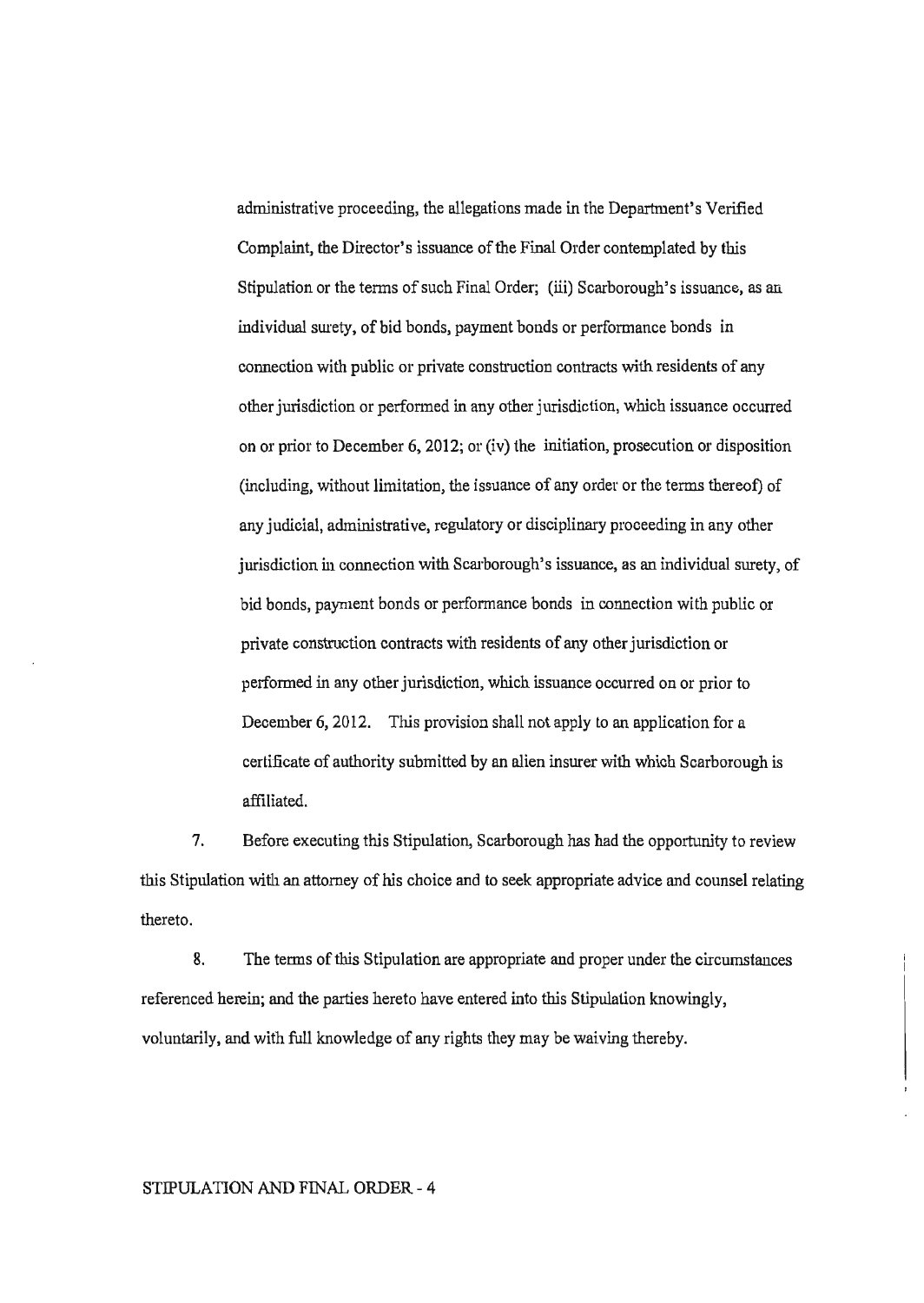administrative proceeding, the allegations made in the Department's Verified Complaint, the Director's issuance of the Final Order contemplated by this Stipulation or the terms of such Final Order; (iii) Scarborough's issuance, as an individual surety, of bid bonds, payment bonds or performance bonds in connection with public or private construction contracts with residents of any other jurisdiction or performed in any other jurisdiction, which issuance occurred on or prior to December 6, 2012; or (iv) the initiation, prosecution or disposition (including, without limitation, the issuance of any order or the terms thereof) of any judicial, administrative, regulatory or disciplinary proceeding in any other jurisdiction in connection with Scarborough's issuance, as an individual surety, of bid bonds, payment bonds or performance bonds in connection with public or private construction contracts with residents of any other jurisdiction or performed in any other jurisdiction, which issuance occurred on or prior to December 6, 2012. This provision shall not apply to an application for a certificate of authority submitted by an alien insurer with which Scarborough is affiliated.

7. Before executing this Stipulation, Scarborough has had the opportunity to review this Stipulation with an attorney of his choice and to seek appropriate advice and counsel relating thereto.

8. The terms of this Stipulation are appropriate and proper under the circumstances referenced herein; and the parties hereto have entered into this Stipulation knowingly, voluntarily, and with full knowledge of any rights they may be waiving thereby.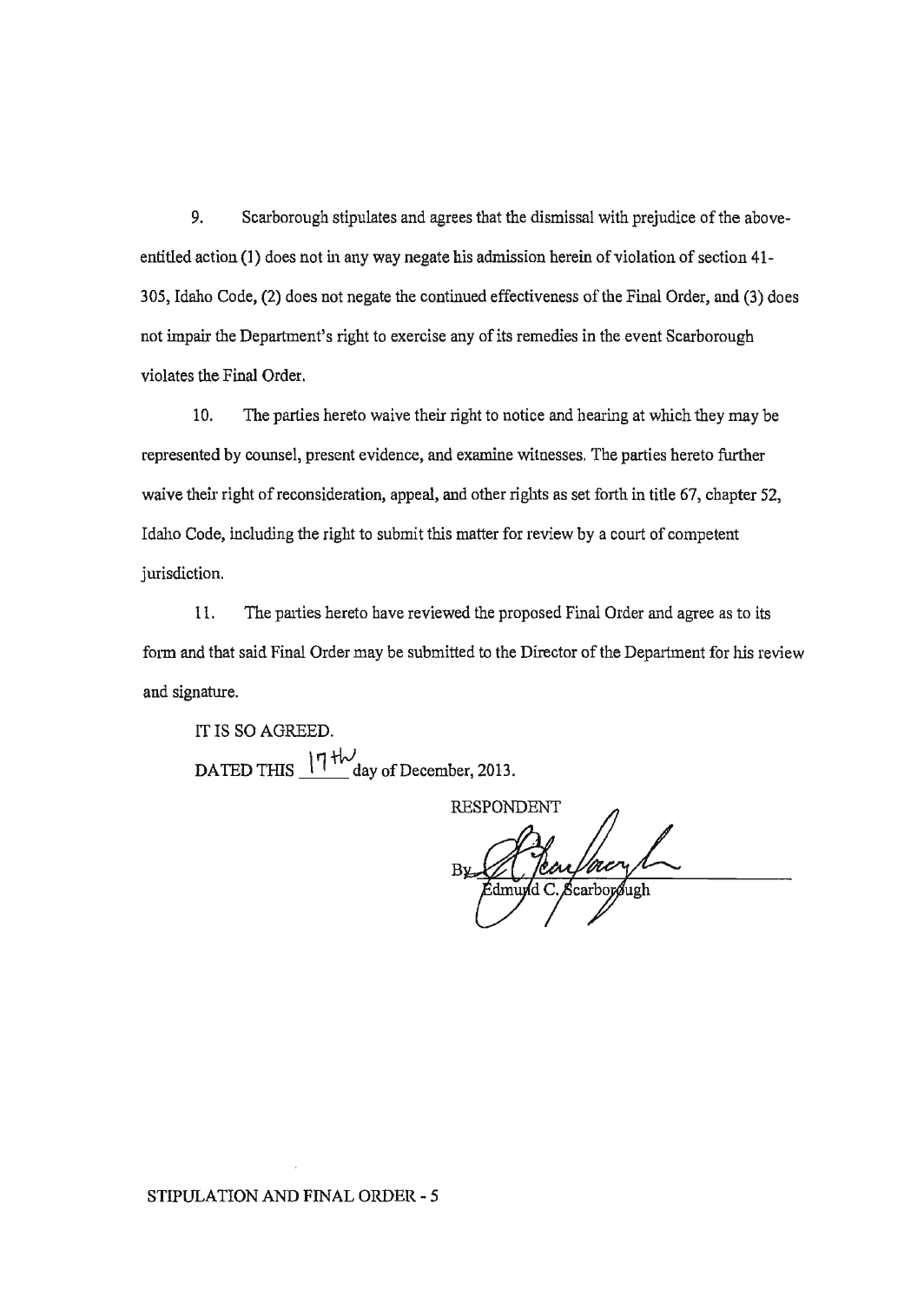9. Scarborough stipulates and agrees that the dismissal with prejudice of the above-entitled action (1) does not in any way negate his admission herein of violation of section 41-305, Idaho Code, (2) does not negate the continued effectiveness of the Final Order, and (3) does not impair the Department's right to exercise any of its remedies in the event Scarborough violates the Final Order.

10. The parties hereto waive their right to notice and hearing at which they may be represented by counsel, present evidence, and examine witnesses. The parties hereto further waive their right of reconsideration, appeal, and other rights as set forth in title 67, chapter 52, Idaho Code, including the right to submit this matter for review by a court of competent jurisdiction.

11. The parties hereto have reviewed the proposed Final Order and agree as to its form and that said Final Order may be submitted to the Director of the Department for his review and signature.

IT IS SO AGREED.

DATED THIS 17th day of December, 2013.

RESPONDENT

By ______________________
Edmund C. Scarborough

STIPULATION AND FINAL ORDER - 5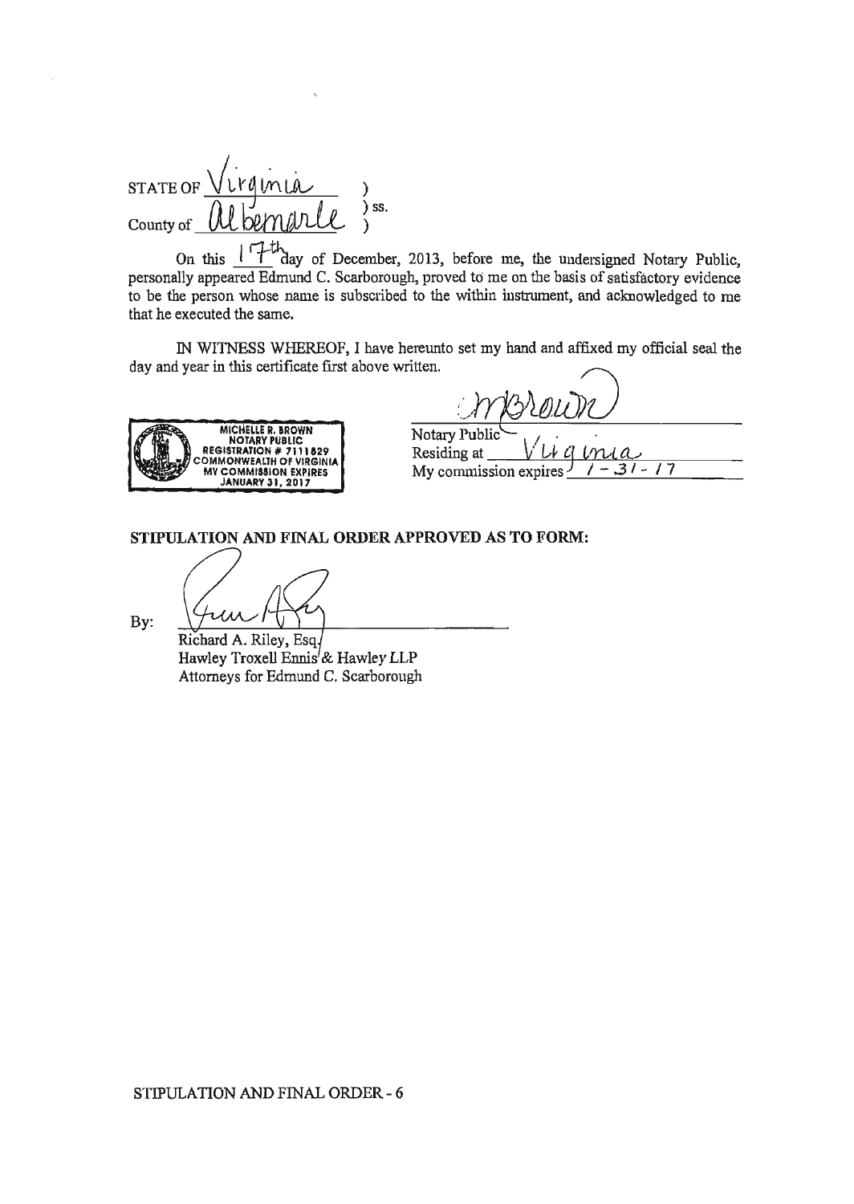STATE OF Virginia )
) ss.
County of Albemarle )

On this 17th day of December, 2013, before me, the undersigned Notary Public, personally appeared Edmund C. Scarborough, proved to me on the basis of satisfactory evidence to be the person whose name is subscribed to the within instrument, and acknowledged to me that he executed the same.

IN WITNESS WHEREOF, I have hereunto set my hand and affixed my official seal the day and year in this certificate first above written.

MICHELLE R. BROWN
NOTARY PUBLIC
REGISTRATION # 7111829
COMMONWEALTH OF VIRGINIA
MY COMMISSION EXPIRES
JANUARY 31, 2017

MBrown
Notary Public
Residing at Virginia
My commission expires 1-31-17

**STIPULATION AND FINAL ORDER APPROVED AS TO FORM:**

By: ______________________
Richard A. Riley, Esq.
Hawley Troxell Ennis & Hawley LLP
Attorneys for Edmund C. Scarborough

STIPULATION AND FINAL ORDER - 6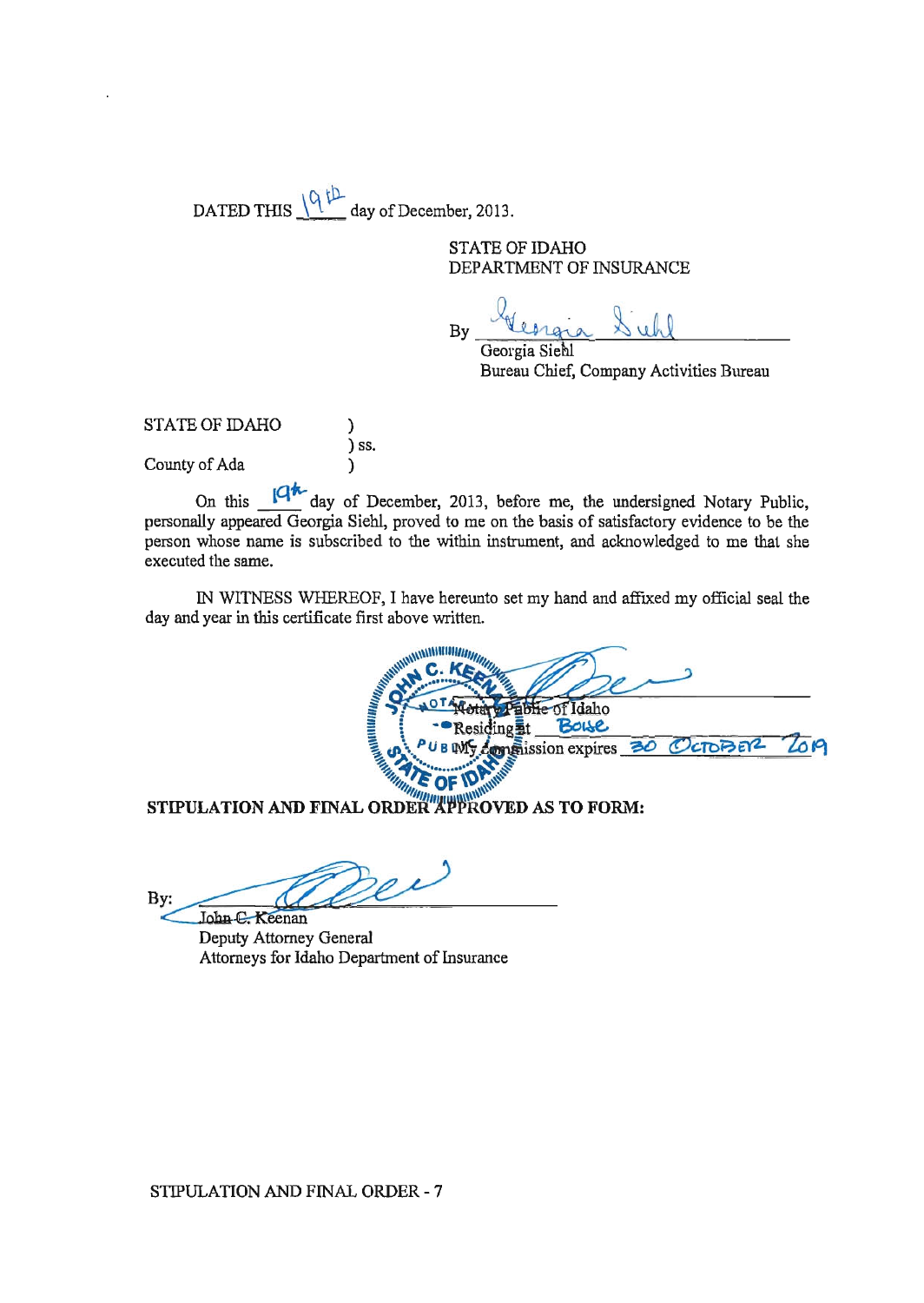DATED THIS 19th day of December, 2013.

STATE OF IDAHO
DEPARTMENT OF INSURANCE

By _Georgia Siehl_
Georgia Siehl
Bureau Chief, Company Activities Bureau

STATE OF IDAHO )
) ss.
County of Ada )

On this 19th day of December, 2013, before me, the undersigned Notary Public, personally appeared Georgia Siehl, proved to me on the basis of satisfactory evidence to be the person whose name is subscribed to the within instrument, and acknowledged to me that she executed the same.

IN WITNESS WHEREOF, I have hereunto set my hand and affixed my official seal the day and year in this certificate first above written.

Notary Public of Idaho
Residing at Boise
My commission expires 30 October 2019

**STIPULATION AND FINAL ORDER APPROVED AS TO FORM:**

By: ______________________
John C. Keenan
Deputy Attorney General
Attorneys for Idaho Department of Insurance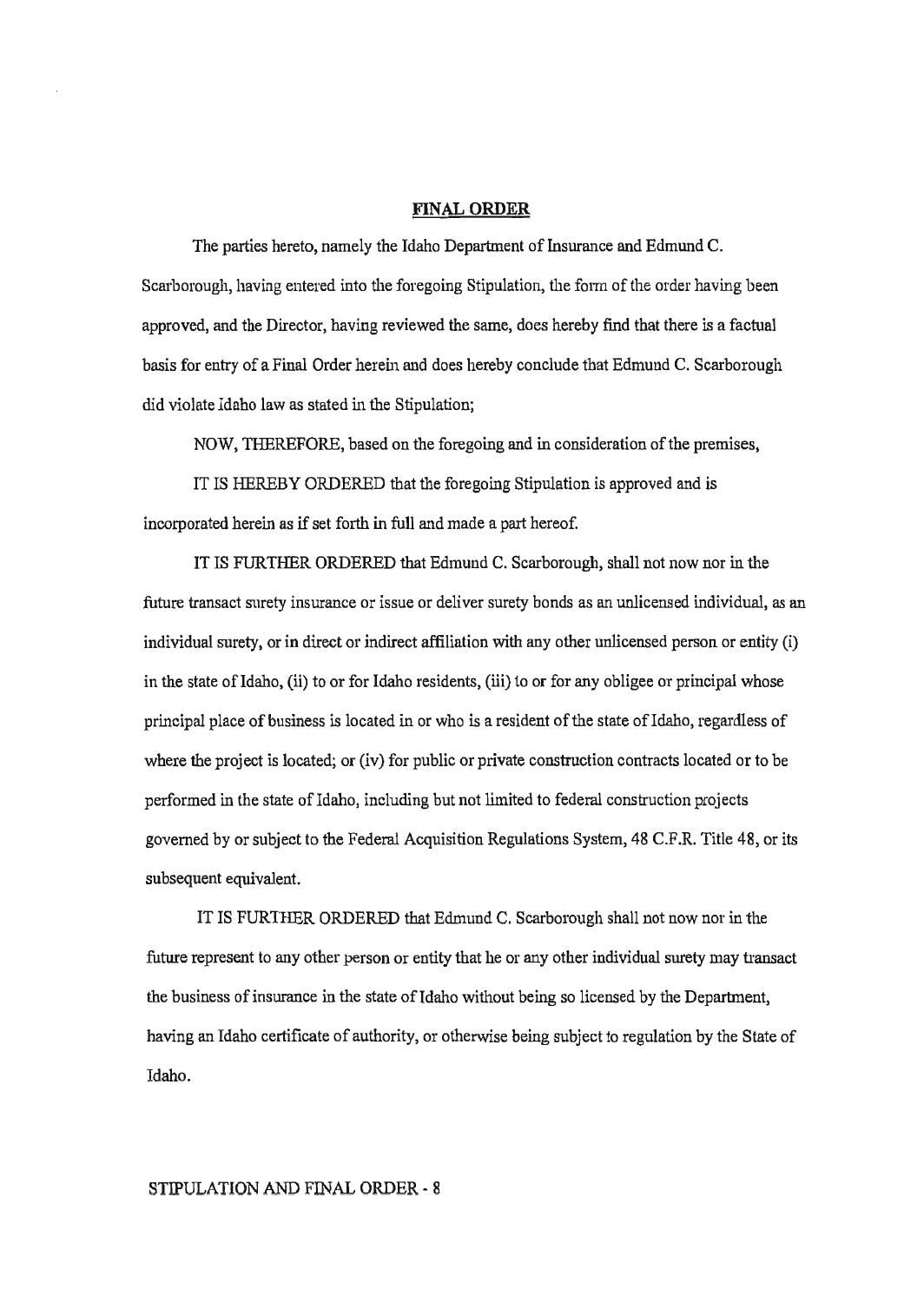**FINAL ORDER**

The parties hereto, namely the Idaho Department of Insurance and Edmund C. Scarborough, having entered into the foregoing Stipulation, the form of the order having been approved, and the Director, having reviewed the same, does hereby find that there is a factual basis for entry of a Final Order herein and does hereby conclude that Edmund C. Scarborough did violate Idaho law as stated in the Stipulation;

NOW, THEREFORE, based on the foregoing and in consideration of the premises,

IT IS HEREBY ORDERED that the foregoing Stipulation is approved and is incorporated herein as if set forth in full and made a part hereof.

IT IS FURTHER ORDERED that Edmund C. Scarborough, shall not now nor in the future transact surety insurance or issue or deliver surety bonds as an unlicensed individual, as an individual surety, or in direct or indirect affiliation with any other unlicensed person or entity (i) in the state of Idaho, (ii) to or for Idaho residents, (iii) to or for any obligee or principal whose principal place of business is located in or who is a resident of the state of Idaho, regardless of where the project is located; or (iv) for public or private construction contracts located or to be performed in the state of Idaho, including but not limited to federal construction projects governed by or subject to the Federal Acquisition Regulations System, 48 C.F.R. Title 48, or its subsequent equivalent.

IT IS FURTHER ORDERED that Edmund C. Scarborough shall not now nor in the future represent to any other person or entity that he or any other individual surety may transact the business of insurance in the state of Idaho without being so licensed by the Department, having an Idaho certificate of authority, or otherwise being subject to regulation by the State of Idaho.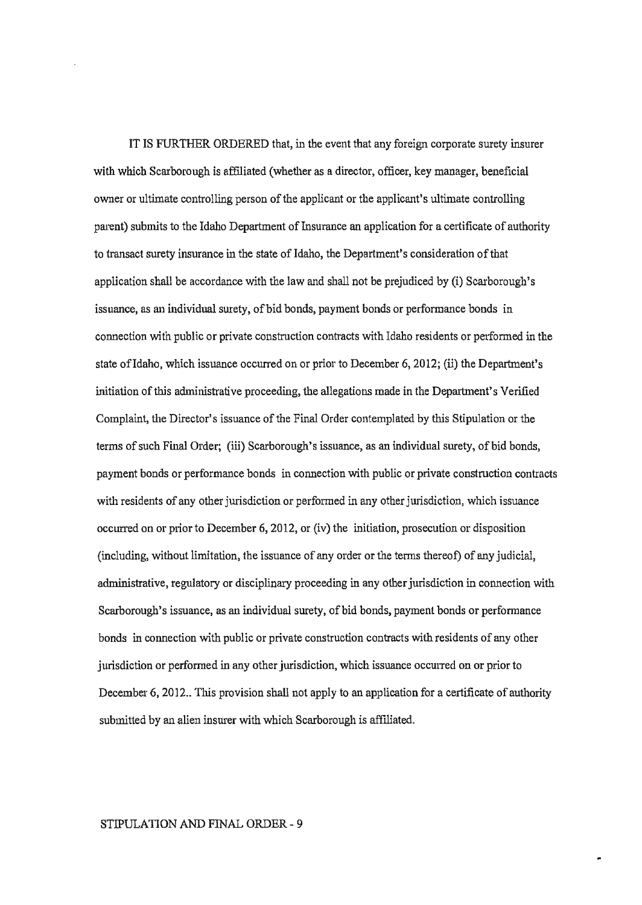IT IS FURTHER ORDERED that, in the event that any foreign corporate surety insurer with which Scarborough is affiliated (whether as a director, officer, key manager, beneficial owner or ultimate controlling person of the applicant or the applicant's ultimate controlling parent) submits to the Idaho Department of Insurance an application for a certificate of authority to transact surety insurance in the state of Idaho, the Department's consideration of that application shall be accordance with the law and shall not be prejudiced by (i) Scarborough's issuance, as an individual surety, of bid bonds, payment bonds or performance bonds in connection with public or private construction contracts with Idaho residents or performed in the state of Idaho, which issuance occurred on or prior to December 6, 2012; (ii) the Department's initiation of this administrative proceeding, the allegations made in the Department's Verified Complaint, the Director's issuance of the Final Order contemplated by this Stipulation or the terms of such Final Order; (iii) Scarborough's issuance, as an individual surety, of bid bonds, payment bonds or performance bonds in connection with public or private construction contracts with residents of any other jurisdiction or performed in any other jurisdiction, which issuance occurred on or prior to December 6, 2012, or (iv) the initiation, prosecution or disposition (including, without limitation, the issuance of any order or the terms thereof) of any judicial, administrative, regulatory or disciplinary proceeding in any other jurisdiction in connection with Scarborough's issuance, as an individual surety, of bid bonds, payment bonds or performance bonds in connection with public or private construction contracts with residents of any other jurisdiction or performed in any other jurisdiction, which issuance occurred on or prior to December 6, 2012.. This provision shall not apply to an application for a certificate of authority submitted by an alien insurer with which Scarborough is affiliated.

STIPULATION AND FINAL ORDER - 9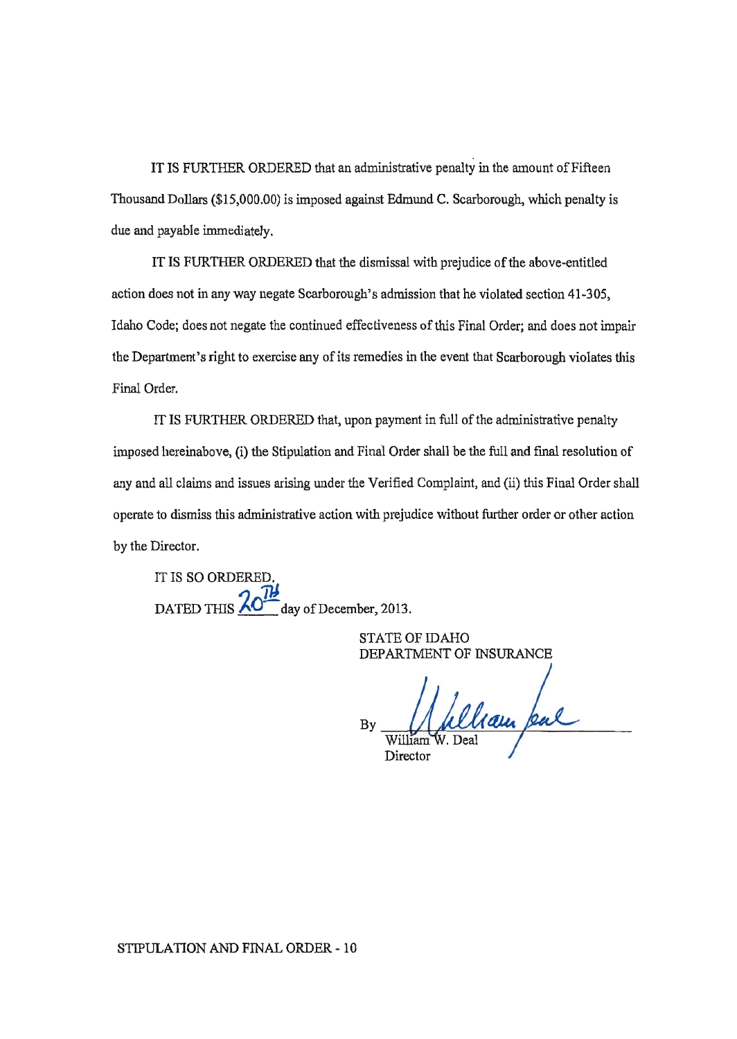IT IS FURTHER ORDERED that an administrative penalty in the amount of Fifteen Thousand Dollars ($15,000.00) is imposed against Edmund C. Scarborough, which penalty is due and payable immediately.

IT IS FURTHER ORDERED that the dismissal with prejudice of the above-entitled action does not in any way negate Scarborough's admission that he violated section 41-305, Idaho Code; does not negate the continued effectiveness of this Final Order; and does not impair the Department's right to exercise any of its remedies in the event that Scarborough violates this Final Order.

IT IS FURTHER ORDERED that, upon payment in full of the administrative penalty imposed hereinabove, (i) the Stipulation and Final Order shall be the full and final resolution of any and all claims and issues arising under the Verified Complaint, and (ii) this Final Order shall operate to dismiss this administrative action with prejudice without further order or other action by the Director.

IT IS SO ORDERED.

DATED THIS 20TH day of December, 2013.

STATE OF IDAHO
DEPARTMENT OF INSURANCE

By William W. Deal
William W. Deal
Director

STIPULATION AND FINAL ORDER - 10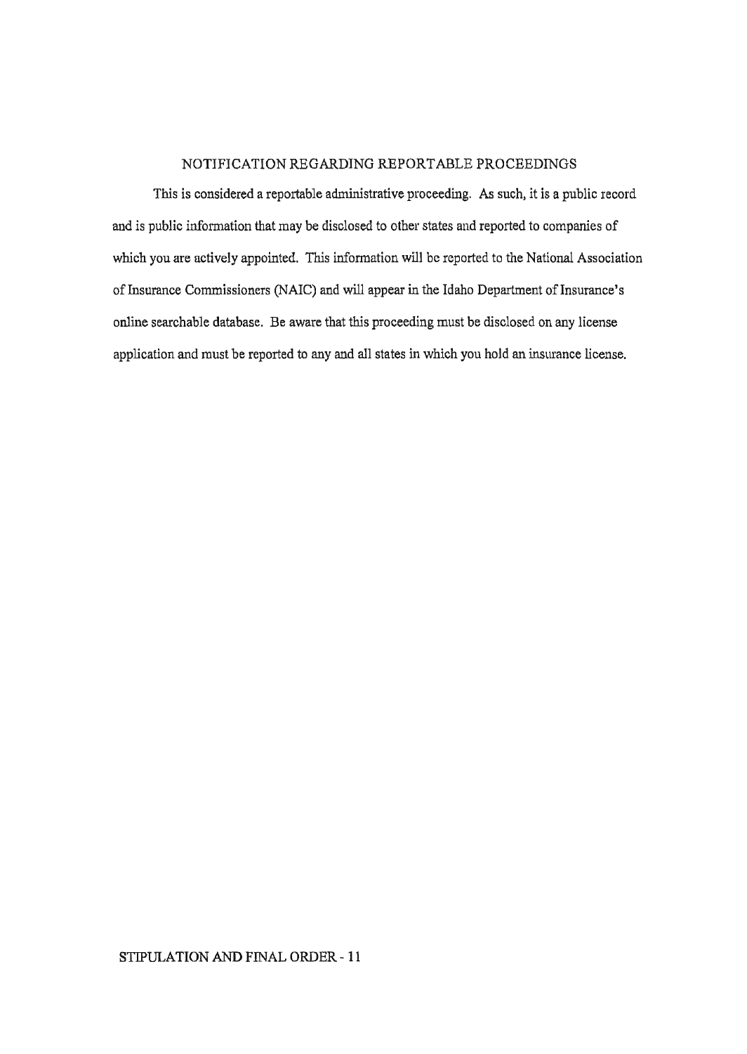## NOTIFICATION REGARDING REPORTABLE PROCEEDINGS

This is considered a reportable administrative proceeding. As such, it is a public record and is public information that may be disclosed to other states and reported to companies of which you are actively appointed. This information will be reported to the National Association of Insurance Commissioners (NAIC) and will appear in the Idaho Department of Insurance's online searchable database. Be aware that this proceeding must be disclosed on any license application and must be reported to any and all states in which you hold an insurance license.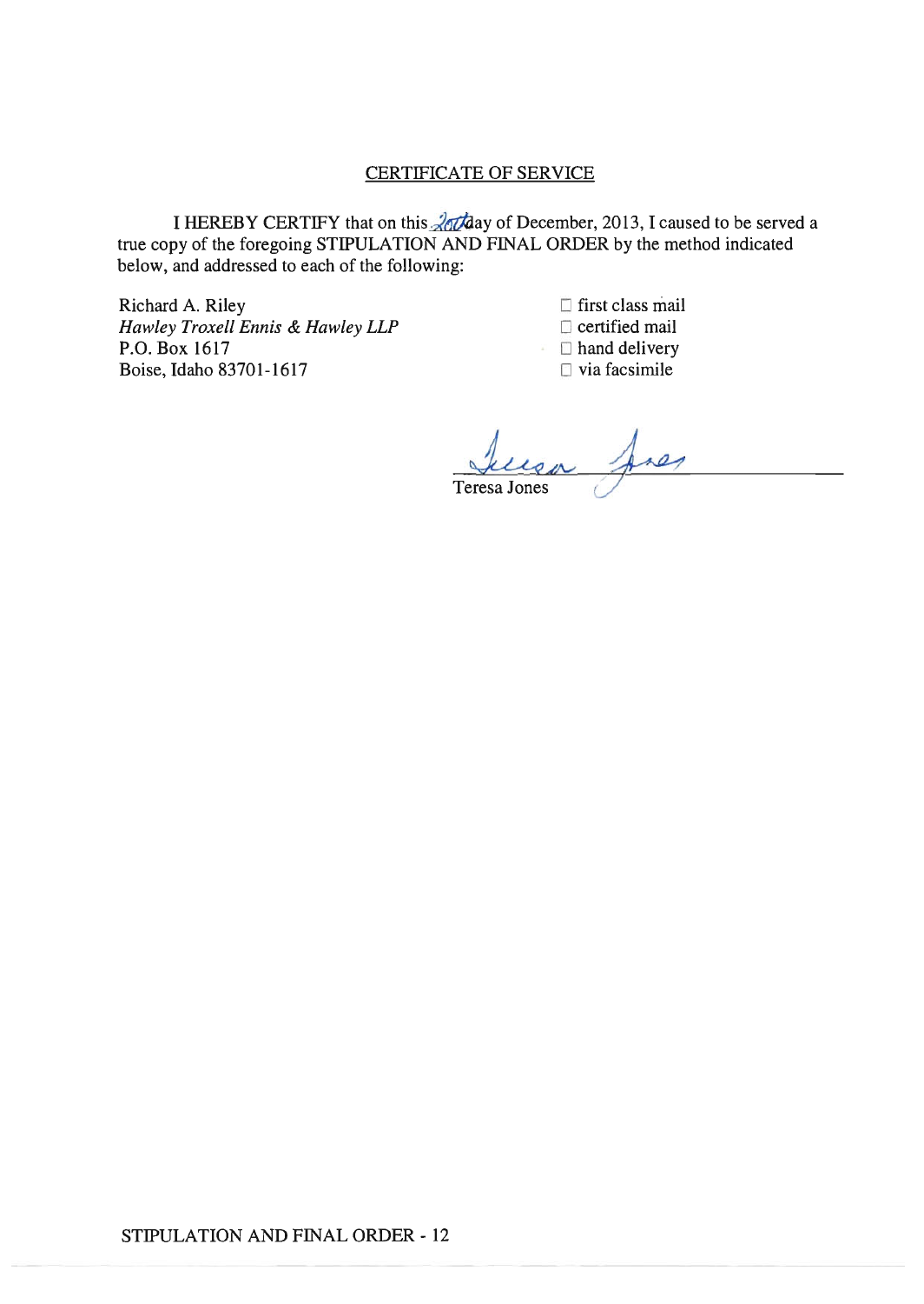## CERTIFICATE OF SERVICE

I HEREBY CERTIFY that on this 20th day of December, 2013, I caused to be served a true copy of the foregoing STIPULATION AND FINAL ORDER by the method indicated below, and addressed to each of the following:

Richard A. Riley
*Hawley Troxell Ennis & Hawley LLP*
P.O. Box 1617
Boise, Idaho 83701-1617

☐ first class mail
☐ certified mail
☐ hand delivery
☐ via facsimile

Teresa Jones

STIPULATION AND FINAL ORDER - 12